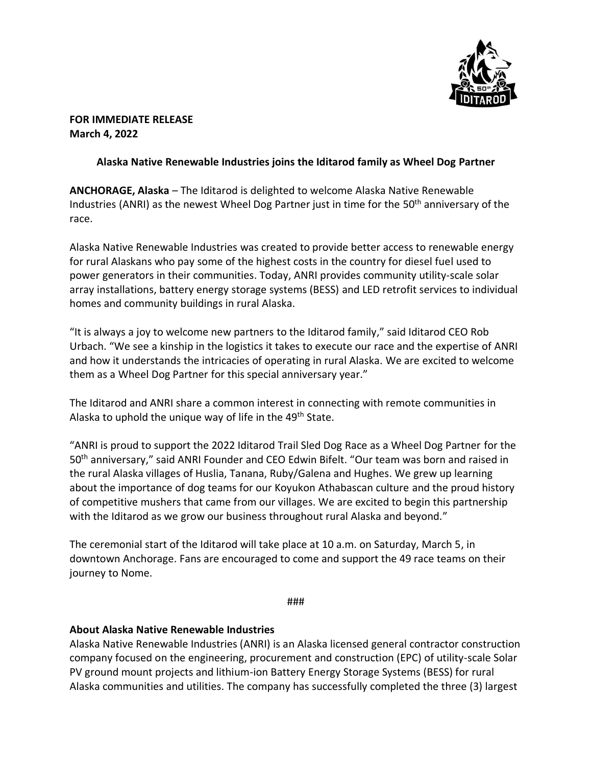**FOR IMMEDIATE RELEASE**
**March 4, 2022**

**Alaska Native Renewable Industries joins the Iditarod family as Wheel Dog Partner**

**ANCHORAGE, Alaska** – The Iditarod is delighted to welcome Alaska Native Renewable Industries (ANRI) as the newest Wheel Dog Partner just in time for the 50th anniversary of the race.

Alaska Native Renewable Industries was created to provide better access to renewable energy for rural Alaskans who pay some of the highest costs in the country for diesel fuel used to power generators in their communities. Today, ANRI provides community utility-scale solar array installations, battery energy storage systems (BESS) and LED retrofit services to individual homes and community buildings in rural Alaska.

"It is always a joy to welcome new partners to the Iditarod family," said Iditarod CEO Rob Urbach. "We see a kinship in the logistics it takes to execute our race and the expertise of ANRI and how it understands the intricacies of operating in rural Alaska. We are excited to welcome them as a Wheel Dog Partner for this special anniversary year."

The Iditarod and ANRI share a common interest in connecting with remote communities in Alaska to uphold the unique way of life in the 49th State.

"ANRI is proud to support the 2022 Iditarod Trail Sled Dog Race as a Wheel Dog Partner for the 50th anniversary," said ANRI Founder and CEO Edwin Bifelt. "Our team was born and raised in the rural Alaska villages of Huslia, Tanana, Ruby/Galena and Hughes. We grew up learning about the importance of dog teams for our Koyukon Athabascan culture and the proud history of competitive mushers that came from our villages. We are excited to begin this partnership with the Iditarod as we grow our business throughout rural Alaska and beyond."

The ceremonial start of the Iditarod will take place at 10 a.m. on Saturday, March 5, in downtown Anchorage. Fans are encouraged to come and support the 49 race teams on their journey to Nome.

###

**About Alaska Native Renewable Industries**
Alaska Native Renewable Industries (ANRI) is an Alaska licensed general contractor construction company focused on the engineering, procurement and construction (EPC) of utility-scale Solar PV ground mount projects and lithium-ion Battery Energy Storage Systems (BESS) for rural Alaska communities and utilities. The company has successfully completed the three (3) largest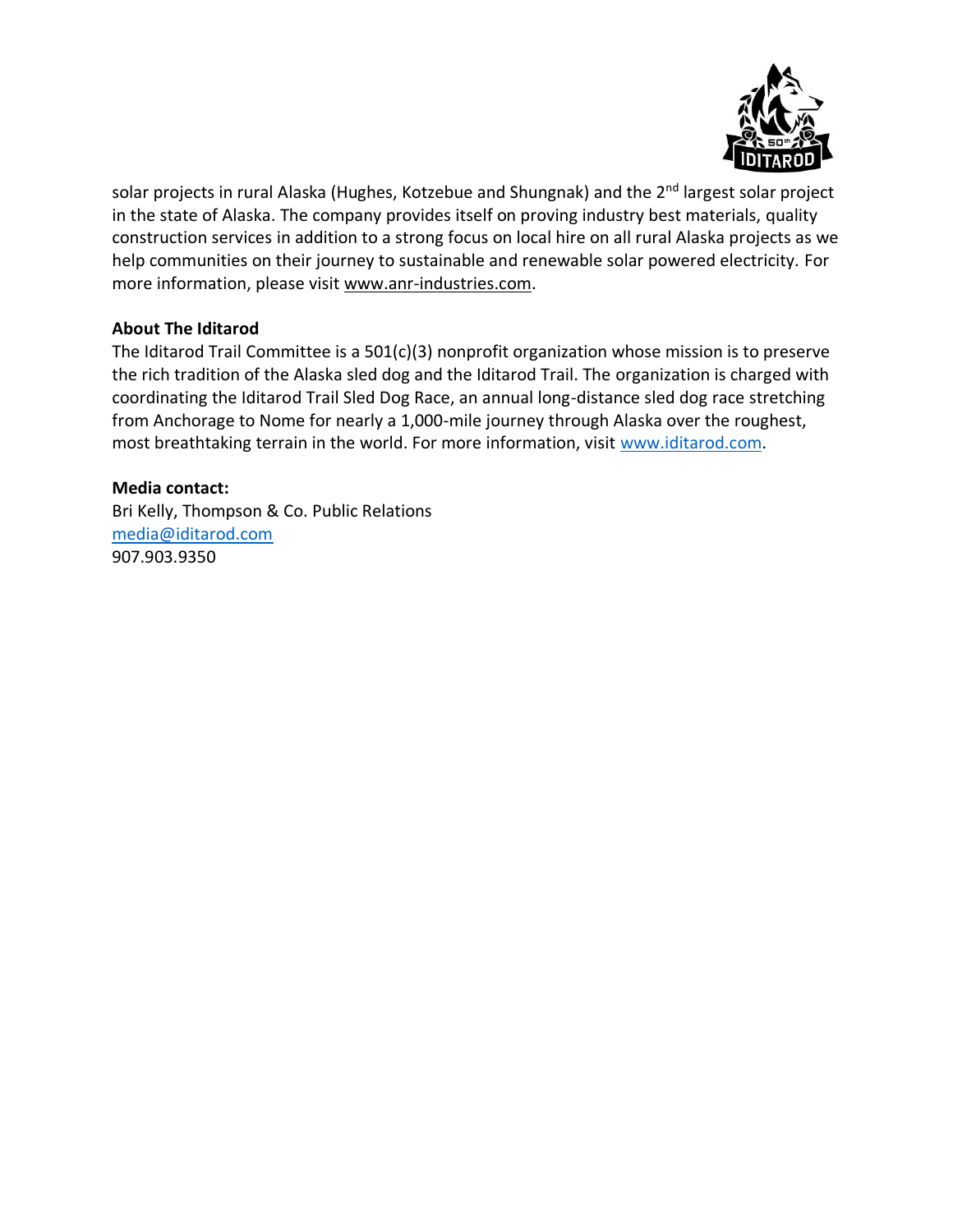solar projects in rural Alaska (Hughes, Kotzebue and Shungnak) and the 2nd largest solar project in the state of Alaska. The company provides itself on proving industry best materials, quality construction services in addition to a strong focus on local hire on all rural Alaska projects as we help communities on their journey to sustainable and renewable solar powered electricity. For more information, please visit www.anr-industries.com.

**About The Iditarod**

The Iditarod Trail Committee is a 501(c)(3) nonprofit organization whose mission is to preserve the rich tradition of the Alaska sled dog and the Iditarod Trail. The organization is charged with coordinating the Iditarod Trail Sled Dog Race, an annual long-distance sled dog race stretching from Anchorage to Nome for nearly a 1,000-mile journey through Alaska over the roughest, most breathtaking terrain in the world. For more information, visit www.iditarod.com.

**Media contact:**

Bri Kelly, Thompson & Co. Public Relations
media@iditarod.com
907.903.9350